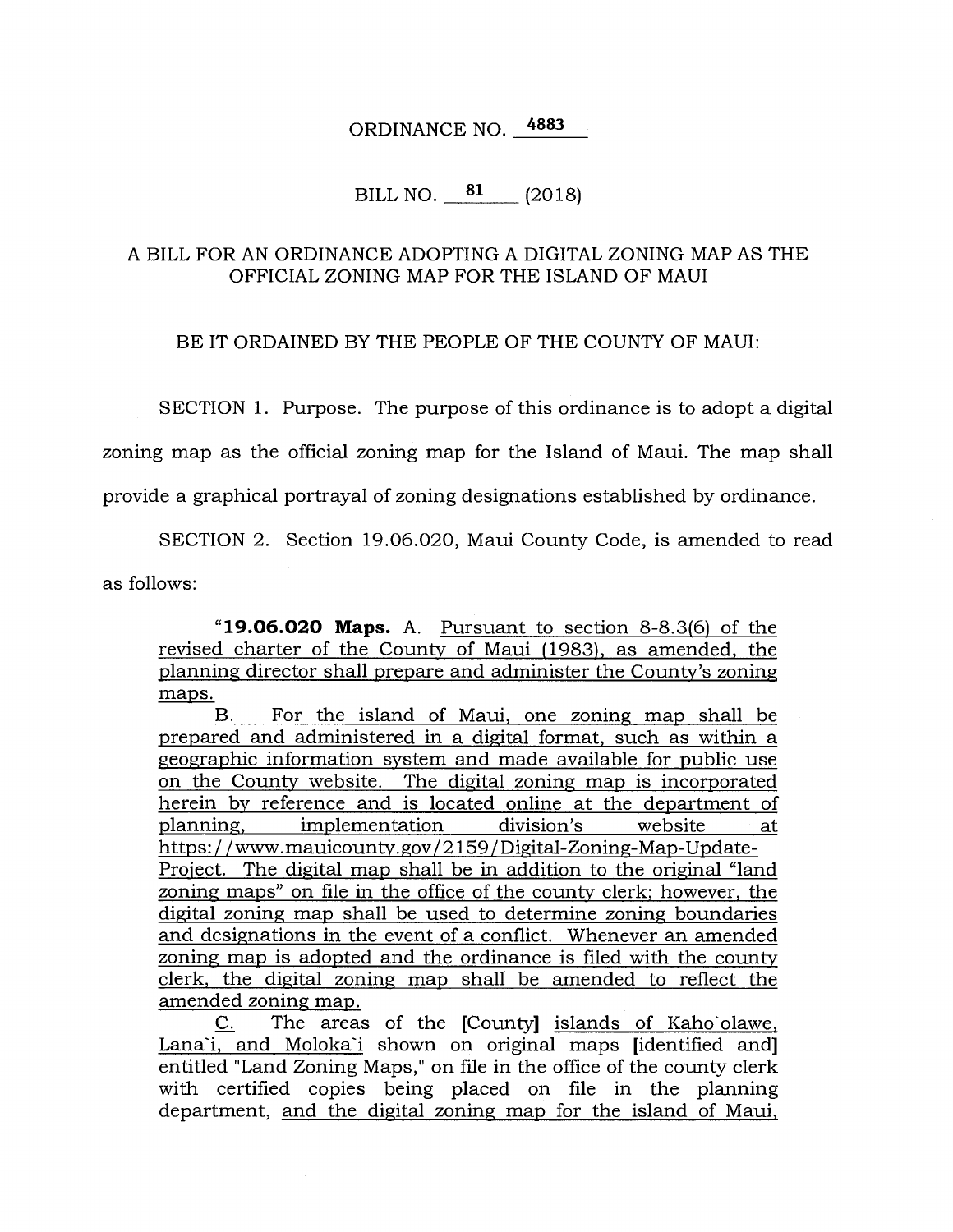# ORDINANCE NO. 4883

## BILL NO. 81 (2018)

### A BILL FOR AN ORDINANCE ADOPTING A DIGITAL ZONING MAP AS THE OFFICIAL ZONING MAP FOR THE ISLAND OF MAUI

BE IT ORDAINED BY THE PEOPLE OF THE COUNTY OF MAUI:

SECTION 1. Purpose. The purpose of this ordinance is to adopt a digital zoning map as the official zoning map for the Island of Maui. The map shall provide a graphical portrayal of zoning designations established by ordinance.

SECTION 2. Section 19.06.020, Maui County Code, is amended to read as follows:

"**19.06.020 Maps.** A. <u>Pursuant to section 8-8.3(6) of the revised charter of the County of Maui (1983), as amended, the planning director shall prepare and administer the County's zoning maps.</u>

<u>B. For the island of Maui, one zoning map shall be prepared and administered in a digital format, such as within a geographic information system and made available for public use on the County website. The digital zoning map is incorporated herein by reference and is located online at the department of planning, implementation division's website at https://www.mauicounty.gov/2159/Digital-Zoning-Map-Update-Project. The digital map shall be in addition to the original "land zoning maps" on file in the office of the county clerk; however, the digital zoning map shall be used to determine zoning boundaries and designations in the event of a conflict. Whenever an amended zoning map is adopted and the ordinance is filed with the county clerk, the digital zoning map shall be amended to reflect the amended zoning map.</u>

<u>C.</u> The areas of the [County] <u>islands of Kaho`olawe, Lana`i, and Moloka`i</u> shown on original maps [identified and] entitled "Land Zoning Maps," on file in the office of the county clerk with certified copies being placed on file in the planning department, <u>and the digital zoning map for the island of Maui,</u>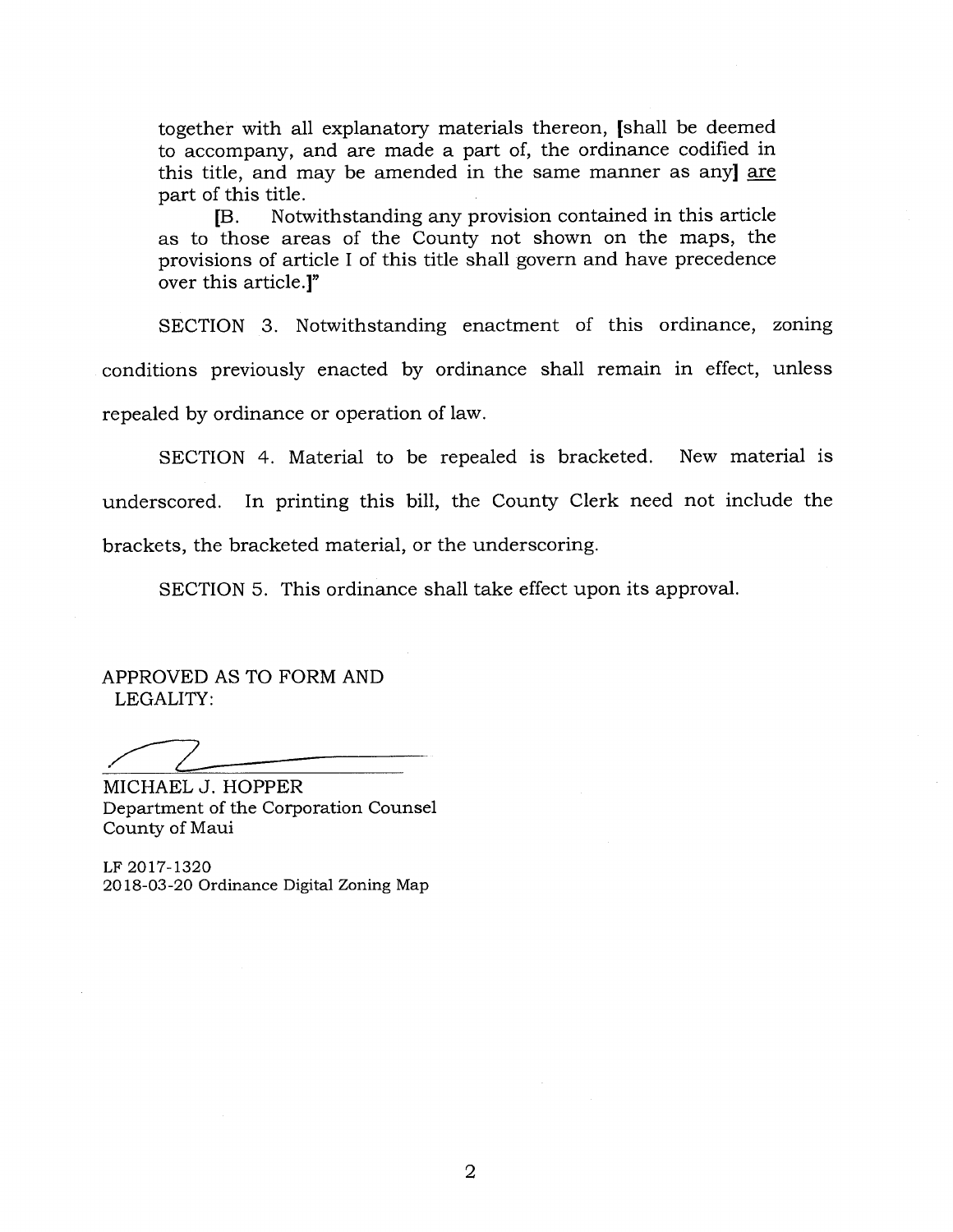together with all explanatory materials thereon, [shall be deemed to accompany, and are made a part of, the ordinance codified in this title, and may be amended in the same manner as any] <u>are</u> part of this title.

[B. Notwithstanding any provision contained in this article as to those areas of the County not shown on the maps, the provisions of article I of this title shall govern and have precedence over this article.]"

SECTION 3. Notwithstanding enactment of this ordinance, zoning conditions previously enacted by ordinance shall remain in effect, unless repealed by ordinance or operation of law.

SECTION 4. Material to be repealed is bracketed. New material is underscored. In printing this bill, the County Clerk need not include the brackets, the bracketed material, or the underscoring.

SECTION 5. This ordinance shall take effect upon its approval.

APPROVED AS TO FORM AND LEGALITY:

MICHAEL J. HOPPER
Department of the Corporation Counsel
County of Maui

LF 2017-1320
2018-03-20 Ordinance Digital Zoning Map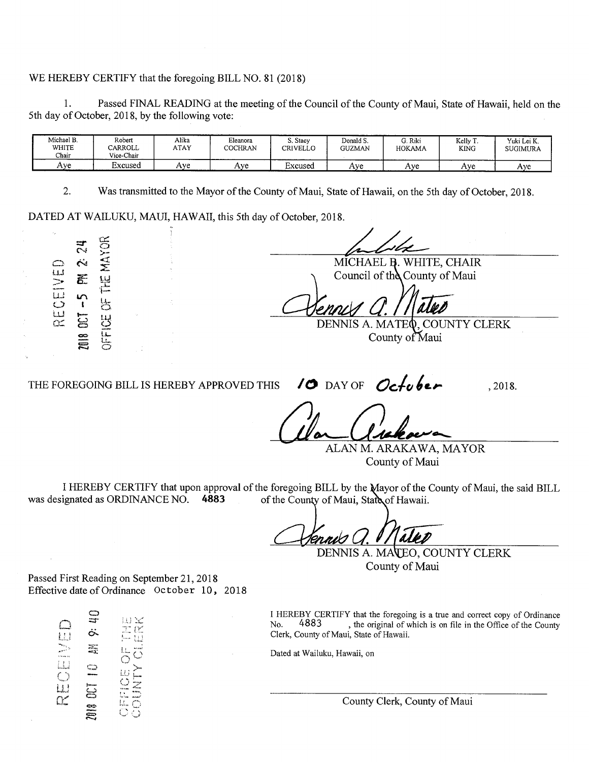WE HEREBY CERTIFY that the foregoing BILL NO. 81 (2018)

1. Passed FINAL READING at the meeting of the Council of the County of Maui, State of Hawaii, held on the 5th day of October, 2018, by the following vote:

| Michael B. WHITE Chair | Robert CARROLL Vice-Chair | Alika ATAY | Eleanora COCHRAN | S. Stacy CRIVELLO | Donald S. GUZMAN | G. Riki HOKAMA | Kelly T. KING | Yuki Lei K. SUGIMURA |
|---|---|---|---|---|---|---|---|---|
| Aye | Excused | Aye | Aye | Excused | Aye | Aye | Aye | Aye |

2. Was transmitted to the Mayor of the County of Maui, State of Hawaii, on the 5th day of October, 2018.

DATED AT WAILUKU, MAUI, HAWAII, this 5th day of October, 2018.

RECEIVED
2018 OCT -5 PM 2:24
OFFICE OF THE MAYOR

MICHAEL B. WHITE, CHAIR
Council of the County of Maui

DENNIS A. MATEO, COUNTY CLERK
County of Maui

THE FOREGOING BILL IS HEREBY APPROVED THIS 10 DAY OF October, 2018.

ALAN M. ARAKAWA, MAYOR
County of Maui

I HEREBY CERTIFY that upon approval of the foregoing BILL by the Mayor of the County of Maui, the said BILL was designated as ORDINANCE NO. **4883** of the County of Maui, State of Hawaii.

DENNIS A. MATEO, COUNTY CLERK
County of Maui

Passed First Reading on September 21, 2018
Effective date of Ordinance October 10, 2018

RECEIVED
2018 OCT 10 AM 9:40
OFFICE OF THE COUNTY CLERK

I HEREBY CERTIFY that the foregoing is a true and correct copy of Ordinance No. 4883, the original of which is on file in the Office of the County Clerk, County of Maui, State of Hawaii.

Dated at Wailuku, Hawaii, on

County Clerk, County of Maui